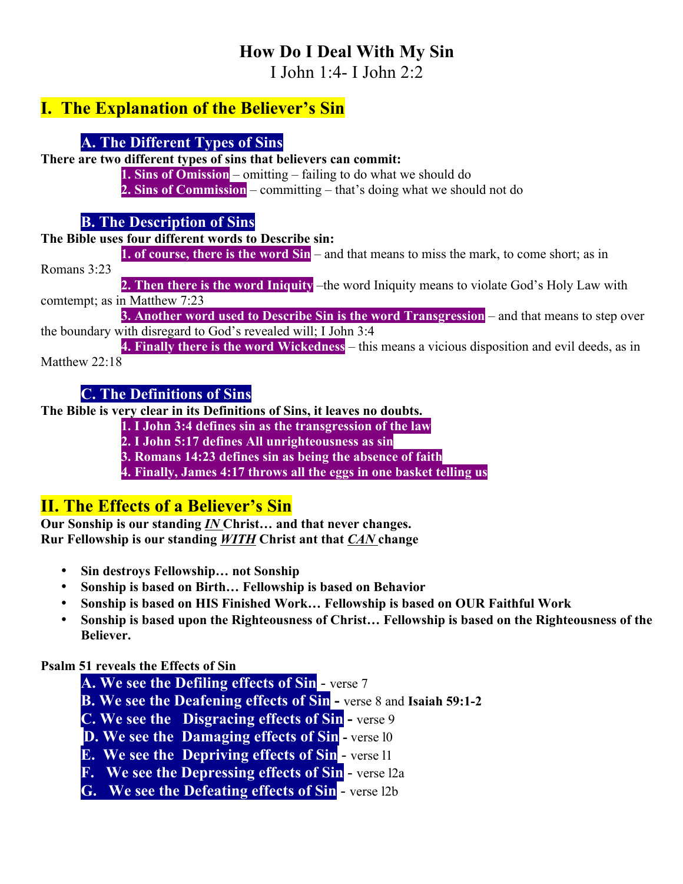# How Do I Deal With My Sin

I John 1:4- I John 2:2

## I. The Explanation of the Believer's Sin

### A. The Different Types of Sins

**There are two different types of sins that believers can commit:**

**1. Sins of Omission** – omitting – failing to do what we should do
**2. Sins of Commission** – committing – that's doing what we should not do

### B. The Description of Sins

**The Bible uses four different words to Describe sin:**

**1. of course, there is the word Sin** – and that means to miss the mark, to come short; as in Romans 3:23
**2. Then there is the word Iniquity** –the word Iniquity means to violate God's Holy Law with comtempt; as in Matthew 7:23
**3. Another word used to Describe Sin is the word Transgression** – and that means to step over the boundary with disregard to God's revealed will; I John 3:4
**4. Finally there is the word Wickedness** – this means a vicious disposition and evil deeds, as in Matthew 22:18

### C. The Definitions of Sins

**The Bible is very clear in its Definitions of Sins, it leaves no doubts.**

**1. I John 3:4 defines sin as the transgression of the law**
**2. I John 5:17 defines All unrighteousness as sin**
**3. Romans 14:23 defines sin as being the absence of faith**
**4. Finally, James 4:17 throws all the eggs in one basket telling us**

## II. The Effects of a Believer's Sin

**Our Sonship is our standing *IN* Christ… and that never changes.**
**Rur Fellowship is our standing *WITH* Christ ant that *CAN* change**

- **Sin destroys Fellowship… not Sonship**
- **Sonship is based on Birth… Fellowship is based on Behavior**
- **Sonship is based on HIS Finished Work… Fellowship is based on OUR Faithful Work**
- **Sonship is based upon the Righteousness of Christ… Fellowship is based on the Righteousness of the Believer.**

**Psalm 51 reveals the Effects of Sin**

**A. We see the Defiling effects of Sin** - verse 7
**B. We see the Deafening effects of Sin -** verse 8 and **Isaiah 59:1-2**
**C. We see the Disgracing effects of Sin -** verse 9
**D. We see the Damaging effects of Sin** - verse l0
**E. We see the Depriving effects of Sin** - verse l1
**F. We see the Depressing effects of Sin** - verse l2a
**G. We see the Defeating effects of Sin** - verse l2b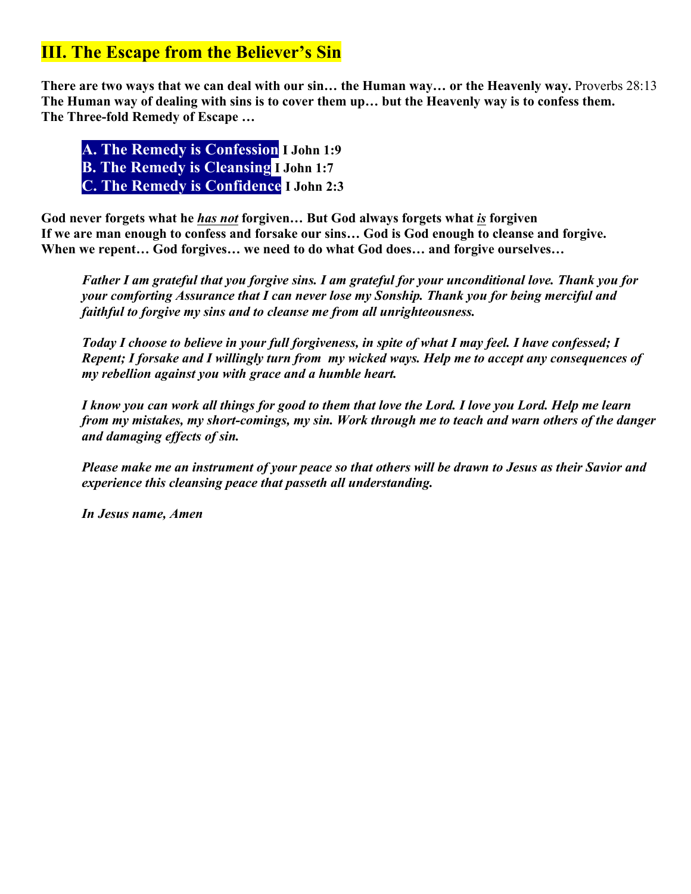## III. The Escape from the Believer's Sin

**There are two ways that we can deal with our sin… the Human way… or the Heavenly way.** Proverbs 28:13
**The Human way of dealing with sins is to cover them up… but the Heavenly way is to confess them.**
**The Three-fold Remedy of Escape …**

> **A. The Remedy is Confession** **I John 1:9**
> **B. The Remedy is Cleansing** **I John 1:7**
> **C. The Remedy is Confidence** **I John 2:3**

**God never forgets what he _has not_ forgiven… But God always forgets what _is_ forgiven**
**If we are man enough to confess and forsake our sins… God is God enough to cleanse and forgive.**
**When we repent… God forgives… we need to do what God does… and forgive ourselves…**

> ***Father I am grateful that you forgive sins. I am grateful for your unconditional love. Thank you for your comforting Assurance that I can never lose my Sonship. Thank you for being merciful and faithful to forgive my sins and to cleanse me from all unrighteousness.***
>
> ***Today I choose to believe in your full forgiveness, in spite of what I may feel. I have confessed; I Repent; I forsake and I willingly turn from my wicked ways. Help me to accept any consequences of my rebellion against you with grace and a humble heart.***
>
> ***I know you can work all things for good to them that love the Lord. I love you Lord. Help me learn from my mistakes, my short-comings, my sin. Work through me to teach and warn others of the danger and damaging effects of sin.***
>
> ***Please make me an instrument of your peace so that others will be drawn to Jesus as their Savior and experience this cleansing peace that passeth all understanding.***
>
> ***In Jesus name, Amen***